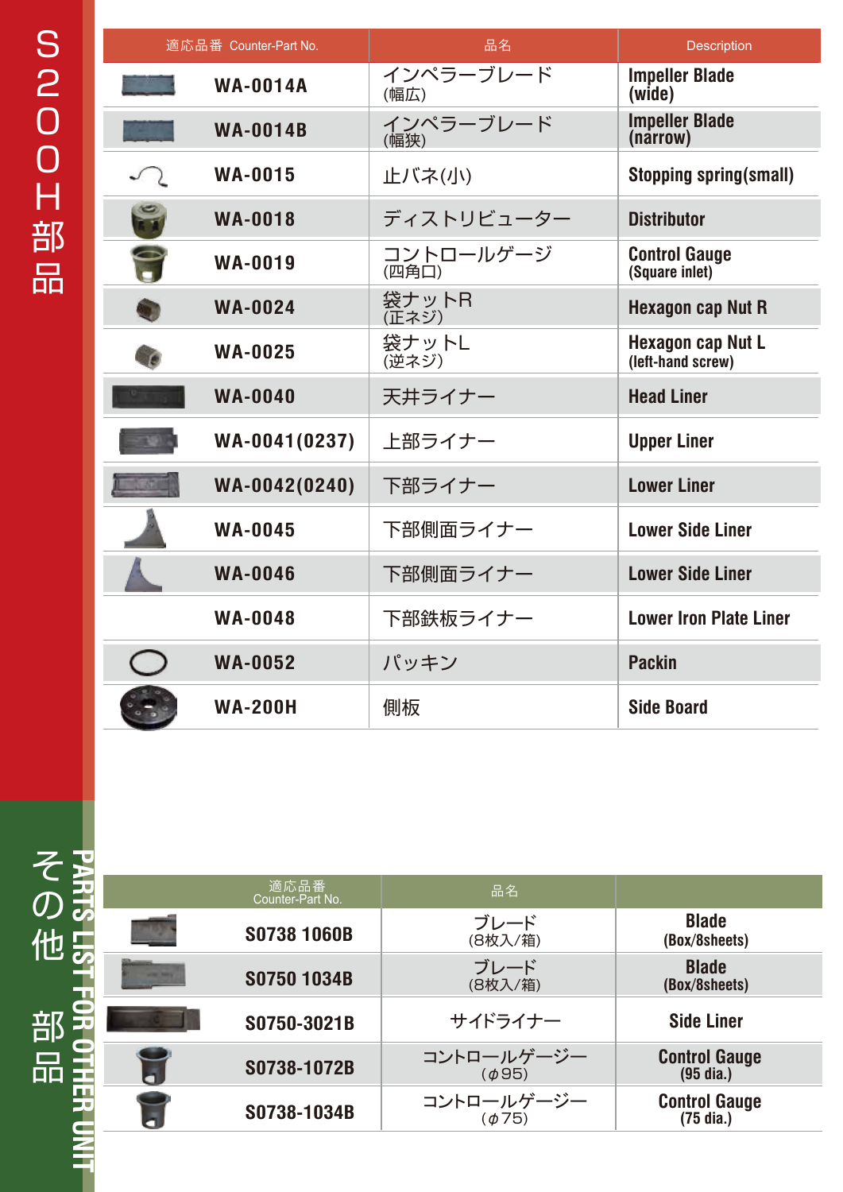# S200H部品

| 適応品番 Counter-Part No. | 品名 | Description |
| --- | --- | --- |
| WA-0014A | インペラーブレード (幅広) | Impeller Blade (wide) |
| WA-0014B | インペラーブレード (幅狭) | Impeller Blade (narrow) |
| WA-0015 | 止バネ(小) | Stopping spring(small) |
| WA-0018 | ディストリビューター | Distributor |
| WA-0019 | コントロールゲージ (四角口) | Control Gauge (Square inlet) |
| WA-0024 | 袋ナットR (正ネジ) | Hexagon cap Nut R |
| WA-0025 | 袋ナットL (逆ネジ) | Hexagon cap Nut L (left-hand screw) |
| WA-0040 | 天井ライナー | Head Liner |
| WA-0041(0237) | 上部ライナー | Upper Liner |
| WA-0042(0240) | 下部ライナー | Lower Liner |
| WA-0045 | 下部側面ライナー | Lower Side Liner |
| WA-0046 | 下部側面ライナー | Lower Side Liner |
| WA-0048 | 下部鉄板ライナー | Lower Iron Plate Liner |
| WA-0052 | パッキン | Packin |
| WA-200H | 側板 | Side Board |

# その他 部品 PARTS LIST FOR OTHER UNIT

| 適応品番 Counter-Part No. | 品名 | |
| --- | --- | --- |
| S0738 1060B | ブレード (8枚入/箱) | Blade (Box/8sheets) |
| S0750 1034B | ブレード (8枚入/箱) | Blade (Box/8sheets) |
| S0750-3021B | サイドライナー | Side Liner |
| S0738-1072B | コントロールゲージー (φ95) | Control Gauge (95 dia.) |
| S0738-1034B | コントロールゲージー (φ75) | Control Gauge (75 dia.) |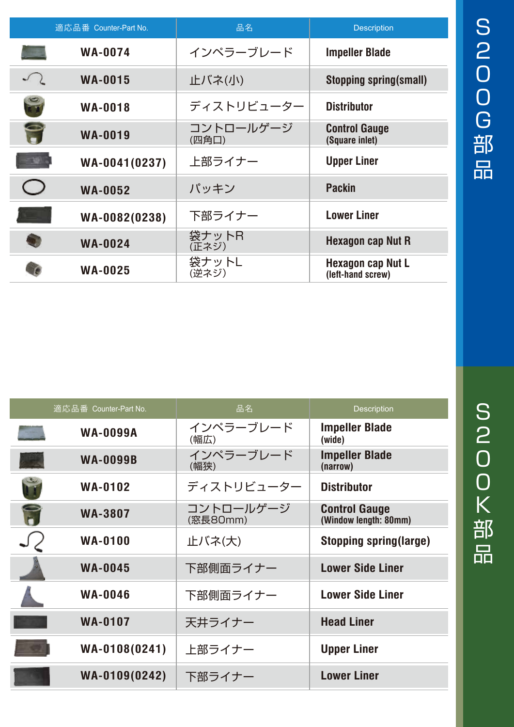## S200G部品

| 適応品番 Counter-Part No. | 品名 | Description |
|---|---|---|
| WA-0074 | インペラーブレード | Impeller Blade |
| WA-0015 | 止バネ(小) | Stopping spring(small) |
| WA-0018 | ディストリビューター | Distributor |
| WA-0019 | コントロールゲージ (四角口) | Control Gauge (Square inlet) |
| WA-0041(0237) | 上部ライナー | Upper Liner |
| WA-0052 | パッキン | Packin |
| WA-0082(0238) | 下部ライナー | Lower Liner |
| WA-0024 | 袋ナットR (正ネジ) | Hexagon cap Nut R |
| WA-0025 | 袋ナットL (逆ネジ) | Hexagon cap Nut L (left-hand screw) |

## S200K部品

| 適応品番 Counter-Part No. | 品名 | Description |
|---|---|---|
| WA-0099A | インペラーブレード (幅広) | Impeller Blade (wide) |
| WA-0099B | インペラーブレード (幅狭) | Impeller Blade (narrow) |
| WA-0102 | ディストリビューター | Distributor |
| WA-3807 | コントロールゲージ (窓長80mm) | Control Gauge (Window length: 80mm) |
| WA-0100 | 止バネ(大) | Stopping spring(large) |
| WA-0045 | 下部側面ライナー | Lower Side Liner |
| WA-0046 | 下部側面ライナー | Lower Side Liner |
| WA-0107 | 天井ライナー | Head Liner |
| WA-0108(0241) | 上部ライナー | Upper Liner |
| WA-0109(0242) | 下部ライナー | Lower Liner |